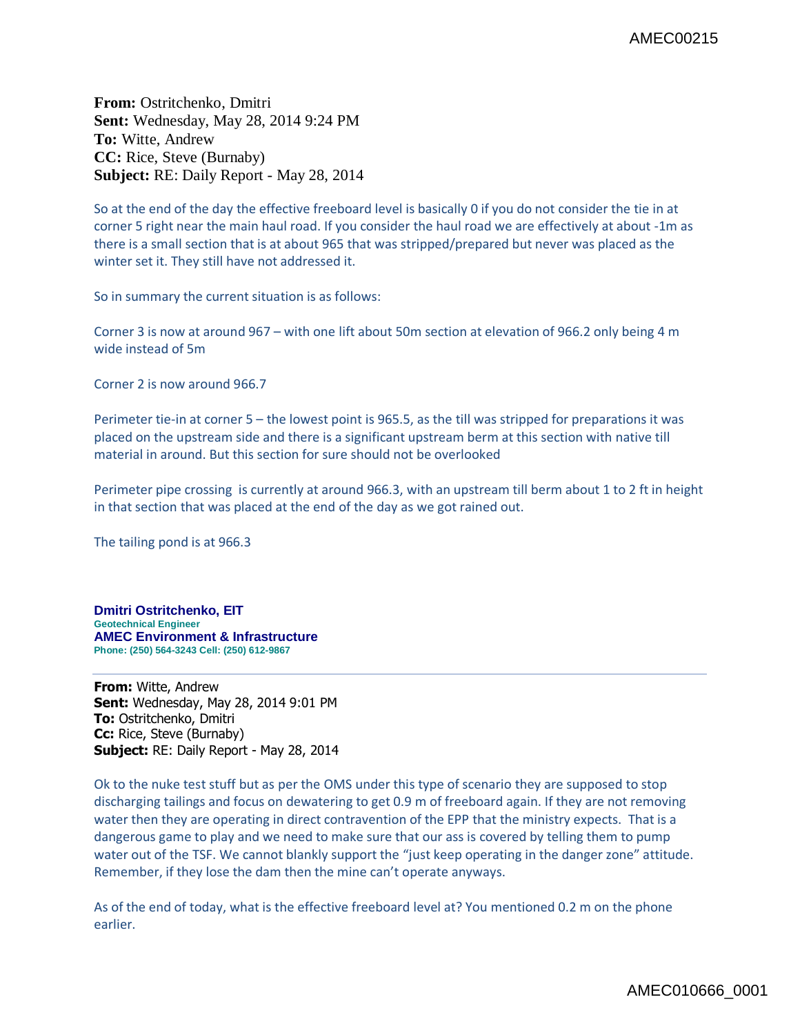**From:** Ostritchenko, Dmitri
**Sent:** Wednesday, May 28, 2014 9:24 PM
**To:** Witte, Andrew
**CC:** Rice, Steve (Burnaby)
**Subject:** RE: Daily Report - May 28, 2014

So at the end of the day the effective freeboard level is basically 0 if you do not consider the tie in at corner 5 right near the main haul road. If you consider the haul road we are effectively at about -1m as there is a small section that is at about 965 that was stripped/prepared but never was placed as the winter set it. They still have not addressed it.

So in summary the current situation is as follows:

Corner 3 is now at around 967 – with one lift about 50m section at elevation of 966.2 only being 4 m wide instead of 5m

Corner 2 is now around 966.7

Perimeter tie-in at corner 5 – the lowest point is 965.5, as the till was stripped for preparations it was placed on the upstream side and there is a significant upstream berm at this section with native till material in around. But this section for sure should not be overlooked

Perimeter pipe crossing is currently at around 966.3, with an upstream till berm about 1 to 2 ft in height in that section that was placed at the end of the day as we got rained out.

The tailing pond is at 966.3

**Dmitri Ostritchenko, EIT**
**Geotechnical Engineer**
**AMEC Environment & Infrastructure**
**Phone: (250) 564-3243 Cell: (250) 612-9867**

---

**From:** Witte, Andrew
**Sent:** Wednesday, May 28, 2014 9:01 PM
**To:** Ostritchenko, Dmitri
**Cc:** Rice, Steve (Burnaby)
**Subject:** RE: Daily Report - May 28, 2014

Ok to the nuke test stuff but as per the OMS under this type of scenario they are supposed to stop discharging tailings and focus on dewatering to get 0.9 m of freeboard again. If they are not removing water then they are operating in direct contravention of the EPP that the ministry expects. That is a dangerous game to play and we need to make sure that our ass is covered by telling them to pump water out of the TSF. We cannot blankly support the "just keep operating in the danger zone" attitude. Remember, if they lose the dam then the mine can't operate anyways.

As of the end of today, what is the effective freeboard level at? You mentioned 0.2 m on the phone earlier.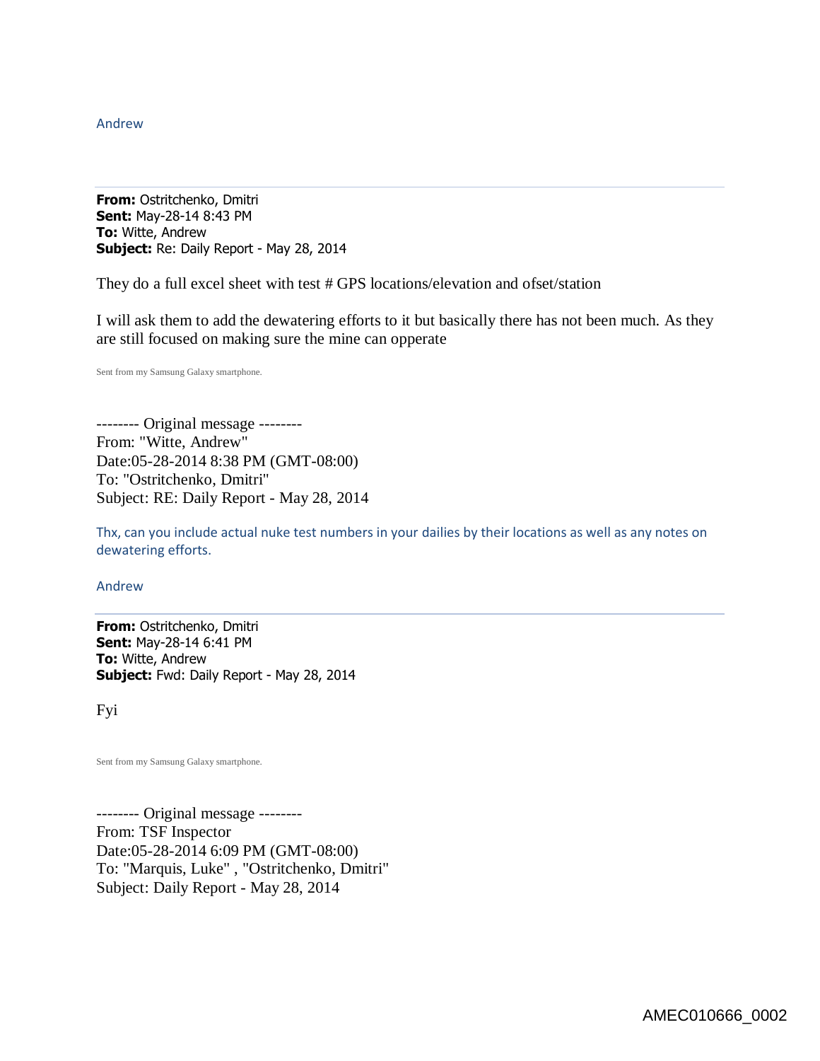Andrew

---

**From:** Ostritchenko, Dmitri
**Sent:** May-28-14 8:43 PM
**To:** Witte, Andrew
**Subject:** Re: Daily Report - May 28, 2014

They do a full excel sheet with test # GPS locations/elevation and ofset/station

I will ask them to add the dewatering efforts to it but basically there has not been much. As they are still focused on making sure the mine can opperate

Sent from my Samsung Galaxy smartphone.

-------- Original message --------
From: "Witte, Andrew"
Date:05-28-2014 8:38 PM (GMT-08:00)
To: "Ostritchenko, Dmitri"
Subject: RE: Daily Report - May 28, 2014

Thx, can you include actual nuke test numbers in your dailies by their locations as well as any notes on dewatering efforts.

Andrew

---

**From:** Ostritchenko, Dmitri
**Sent:** May-28-14 6:41 PM
**To:** Witte, Andrew
**Subject:** Fwd: Daily Report - May 28, 2014

Fyi

Sent from my Samsung Galaxy smartphone.

-------- Original message --------
From: TSF Inspector
Date:05-28-2014 6:09 PM (GMT-08:00)
To: "Marquis, Luke" , "Ostritchenko, Dmitri"
Subject: Daily Report - May 28, 2014

AMEC010666_0002